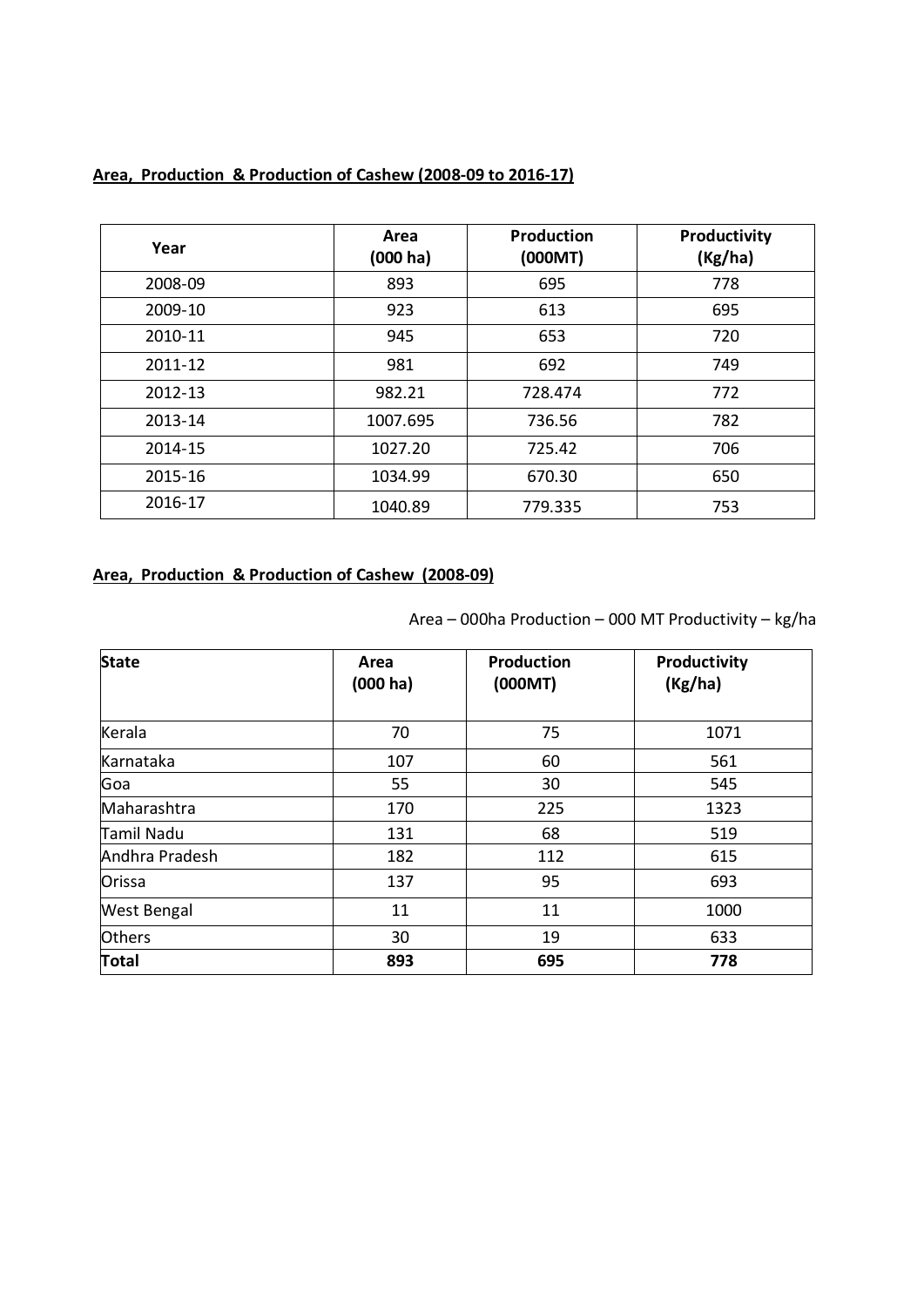**Area, Production & Production of Cashew (2008-09 to 2016-17)**

| Year | Area (000 ha) | Production (000MT) | Productivity (Kg/ha) |
|---|---|---|---|
| 2008-09 | 893 | 695 | 778 |
| 2009-10 | 923 | 613 | 695 |
| 2010-11 | 945 | 653 | 720 |
| 2011-12 | 981 | 692 | 749 |
| 2012-13 | 982.21 | 728.474 | 772 |
| 2013-14 | 1007.695 | 736.56 | 782 |
| 2014-15 | 1027.20 | 725.42 | 706 |
| 2015-16 | 1034.99 | 670.30 | 650 |
| 2016-17 | 1040.89 | 779.335 | 753 |

**Area, Production & Production of Cashew (2008-09)**

Area – 000ha Production – 000 MT Productivity – kg/ha

| State | Area (000 ha) | Production (000MT) | Productivity (Kg/ha) |
|---|---|---|---|
| Kerala | 70 | 75 | 1071 |
| Karnataka | 107 | 60 | 561 |
| Goa | 55 | 30 | 545 |
| Maharashtra | 170 | 225 | 1323 |
| Tamil Nadu | 131 | 68 | 519 |
| Andhra Pradesh | 182 | 112 | 615 |
| Orissa | 137 | 95 | 693 |
| West Bengal | 11 | 11 | 1000 |
| Others | 30 | 19 | 633 |
| **Total** | **893** | **695** | **778** |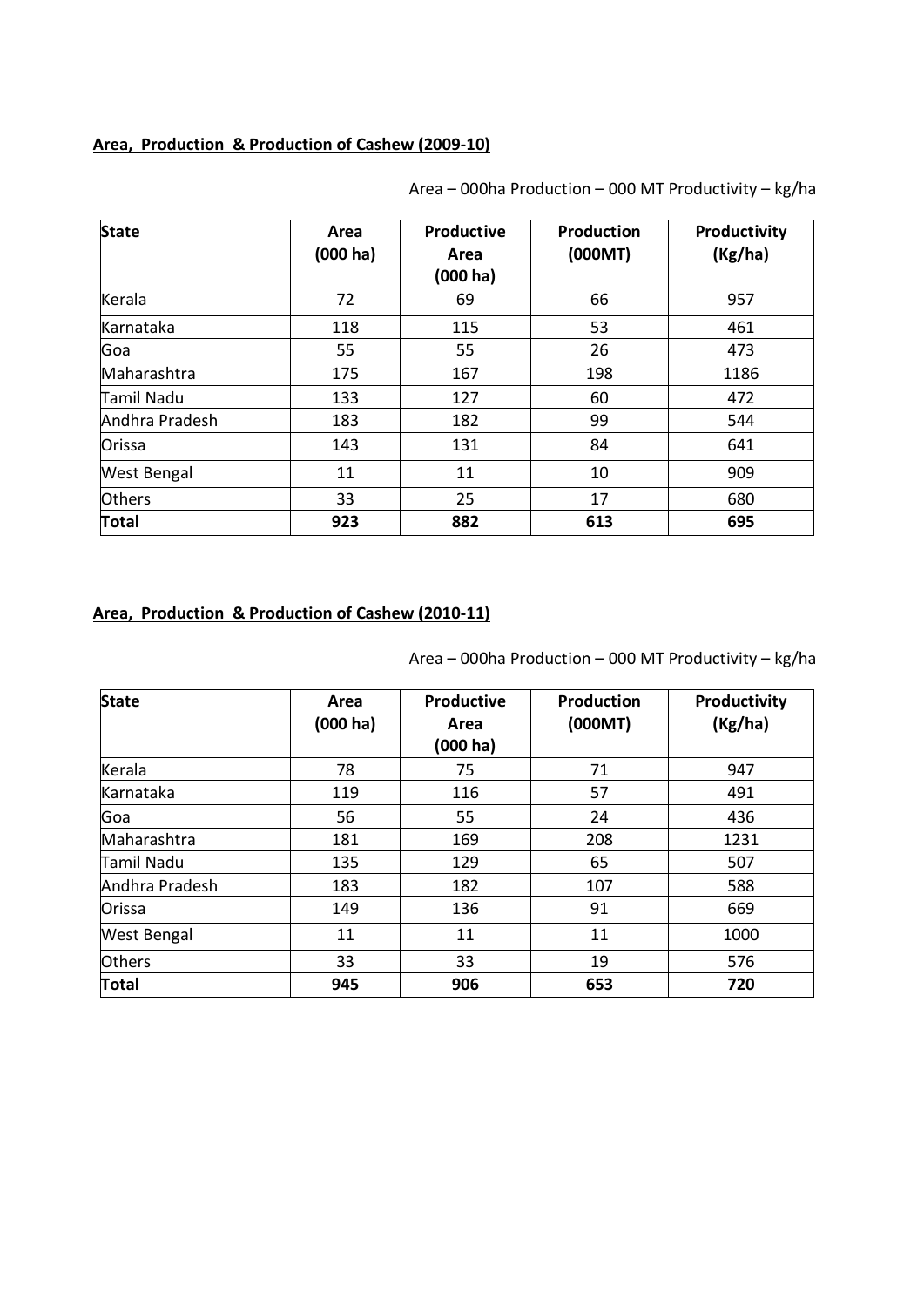**<u>Area, Production & Production of Cashew (2009-10)</u>**

Area – 000ha Production – 000 MT Productivity – kg/ha

| State | Area (000 ha) | Productive Area (000 ha) | Production (000MT) | Productivity (Kg/ha) |
|---|---|---|---|---|
| Kerala | 72 | 69 | 66 | 957 |
| Karnataka | 118 | 115 | 53 | 461 |
| Goa | 55 | 55 | 26 | 473 |
| Maharashtra | 175 | 167 | 198 | 1186 |
| Tamil Nadu | 133 | 127 | 60 | 472 |
| Andhra Pradesh | 183 | 182 | 99 | 544 |
| Orissa | 143 | 131 | 84 | 641 |
| West Bengal | 11 | 11 | 10 | 909 |
| Others | 33 | 25 | 17 | 680 |
| **Total** | **923** | **882** | **613** | **695** |

**<u>Area, Production & Production of Cashew (2010-11)</u>**

Area – 000ha Production – 000 MT Productivity – kg/ha

| State | Area (000 ha) | Productive Area (000 ha) | Production (000MT) | Productivity (Kg/ha) |
|---|---|---|---|---|
| Kerala | 78 | 75 | 71 | 947 |
| Karnataka | 119 | 116 | 57 | 491 |
| Goa | 56 | 55 | 24 | 436 |
| Maharashtra | 181 | 169 | 208 | 1231 |
| Tamil Nadu | 135 | 129 | 65 | 507 |
| Andhra Pradesh | 183 | 182 | 107 | 588 |
| Orissa | 149 | 136 | 91 | 669 |
| West Bengal | 11 | 11 | 11 | 1000 |
| Others | 33 | 33 | 19 | 576 |
| **Total** | **945** | **906** | **653** | **720** |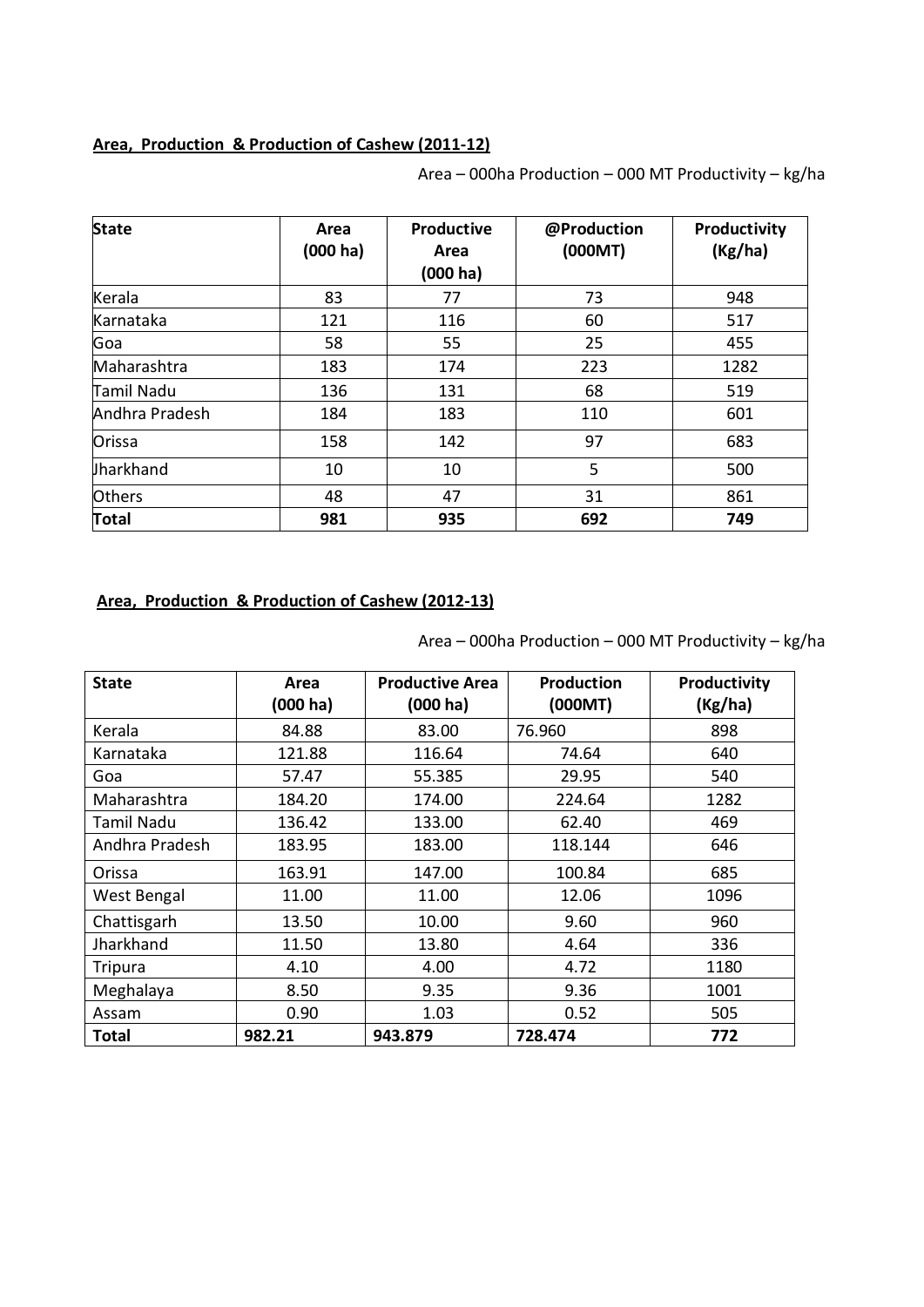**Area, Production & Production of Cashew (2011-12)**

Area – 000ha Production – 000 MT Productivity – kg/ha

| State | Area (000 ha) | Productive Area (000 ha) | @Production (000MT) | Productivity (Kg/ha) |
|---|---|---|---|---|
| Kerala | 83 | 77 | 73 | 948 |
| Karnataka | 121 | 116 | 60 | 517 |
| Goa | 58 | 55 | 25 | 455 |
| Maharashtra | 183 | 174 | 223 | 1282 |
| Tamil Nadu | 136 | 131 | 68 | 519 |
| Andhra Pradesh | 184 | 183 | 110 | 601 |
| Orissa | 158 | 142 | 97 | 683 |
| Jharkhand | 10 | 10 | 5 | 500 |
| Others | 48 | 47 | 31 | 861 |
| **Total** | **981** | **935** | **692** | **749** |

**Area, Production & Production of Cashew (2012-13)**

Area – 000ha Production – 000 MT Productivity – kg/ha

| State | Area (000 ha) | Productive Area (000 ha) | Production (000MT) | Productivity (Kg/ha) |
|---|---|---|---|---|
| Kerala | 84.88 | 83.00 | 76.960 | 898 |
| Karnataka | 121.88 | 116.64 | 74.64 | 640 |
| Goa | 57.47 | 55.385 | 29.95 | 540 |
| Maharashtra | 184.20 | 174.00 | 224.64 | 1282 |
| Tamil Nadu | 136.42 | 133.00 | 62.40 | 469 |
| Andhra Pradesh | 183.95 | 183.00 | 118.144 | 646 |
| Orissa | 163.91 | 147.00 | 100.84 | 685 |
| West Bengal | 11.00 | 11.00 | 12.06 | 1096 |
| Chattisgarh | 13.50 | 10.00 | 9.60 | 960 |
| Jharkhand | 11.50 | 13.80 | 4.64 | 336 |
| Tripura | 4.10 | 4.00 | 4.72 | 1180 |
| Meghalaya | 8.50 | 9.35 | 9.36 | 1001 |
| Assam | 0.90 | 1.03 | 0.52 | 505 |
| **Total** | **982.21** | **943.879** | **728.474** | **772** |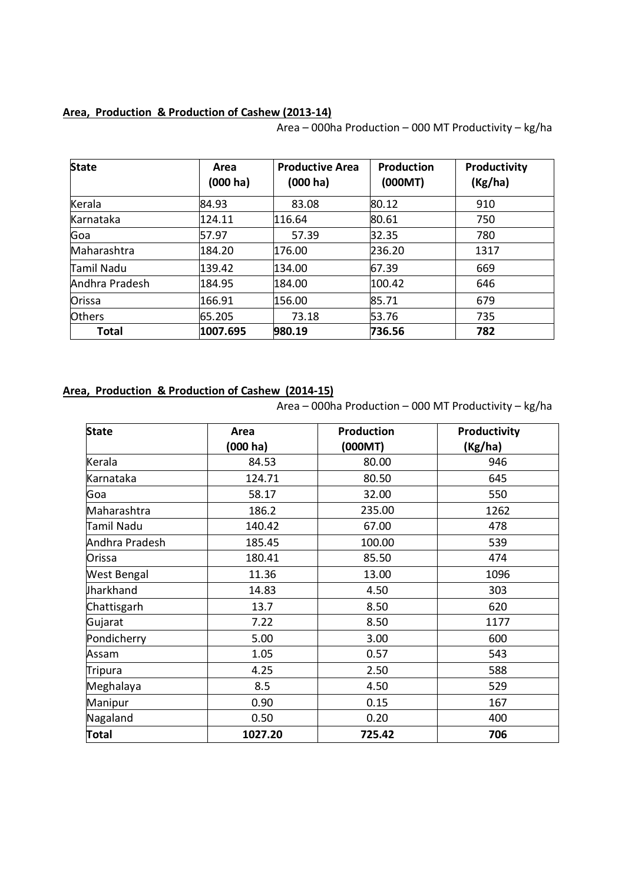**Area, Production & Production of Cashew (2013-14)**

Area – 000ha Production – 000 MT Productivity – kg/ha

| State | Area (000 ha) | Productive Area (000 ha) | Production (000MT) | Productivity (Kg/ha) |
|---|---|---|---|---|
| Kerala | 84.93 | 83.08 | 80.12 | 910 |
| Karnataka | 124.11 | 116.64 | 80.61 | 750 |
| Goa | 57.97 | 57.39 | 32.35 | 780 |
| Maharashtra | 184.20 | 176.00 | 236.20 | 1317 |
| Tamil Nadu | 139.42 | 134.00 | 67.39 | 669 |
| Andhra Pradesh | 184.95 | 184.00 | 100.42 | 646 |
| Orissa | 166.91 | 156.00 | 85.71 | 679 |
| Others | 65.205 | 73.18 | 53.76 | 735 |
| **Total** | **1007.695** | **980.19** | **736.56** | **782** |

**Area, Production & Production of Cashew (2014-15)**

Area – 000ha Production – 000 MT Productivity – kg/ha

| State | Area (000 ha) | Production (000MT) | Productivity (Kg/ha) |
|---|---|---|---|
| Kerala | 84.53 | 80.00 | 946 |
| Karnataka | 124.71 | 80.50 | 645 |
| Goa | 58.17 | 32.00 | 550 |
| Maharashtra | 186.2 | 235.00 | 1262 |
| Tamil Nadu | 140.42 | 67.00 | 478 |
| Andhra Pradesh | 185.45 | 100.00 | 539 |
| Orissa | 180.41 | 85.50 | 474 |
| West Bengal | 11.36 | 13.00 | 1096 |
| Jharkhand | 14.83 | 4.50 | 303 |
| Chattisgarh | 13.7 | 8.50 | 620 |
| Gujarat | 7.22 | 8.50 | 1177 |
| Pondicherry | 5.00 | 3.00 | 600 |
| Assam | 1.05 | 0.57 | 543 |
| Tripura | 4.25 | 2.50 | 588 |
| Meghalaya | 8.5 | 4.50 | 529 |
| Manipur | 0.90 | 0.15 | 167 |
| Nagaland | 0.50 | 0.20 | 400 |
| **Total** | **1027.20** | **725.42** | **706** |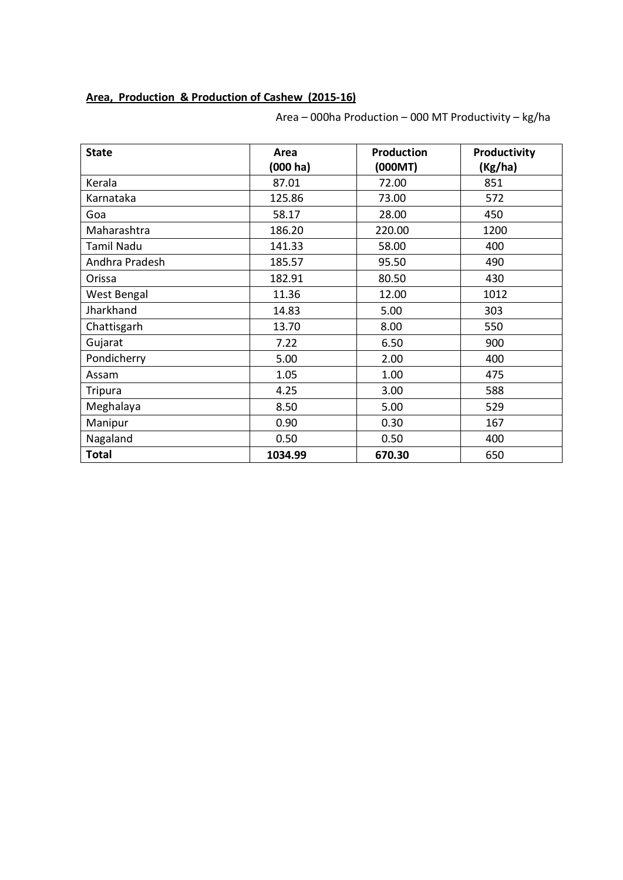**Area, Production & Production of Cashew (2015-16)**

Area – 000ha Production – 000 MT Productivity – kg/ha

| State | Area (000 ha) | Production (000MT) | Productivity (Kg/ha) |
|---|---|---|---|
| Kerala | 87.01 | 72.00 | 851 |
| Karnataka | 125.86 | 73.00 | 572 |
| Goa | 58.17 | 28.00 | 450 |
| Maharashtra | 186.20 | 220.00 | 1200 |
| Tamil Nadu | 141.33 | 58.00 | 400 |
| Andhra Pradesh | 185.57 | 95.50 | 490 |
| Orissa | 182.91 | 80.50 | 430 |
| West Bengal | 11.36 | 12.00 | 1012 |
| Jharkhand | 14.83 | 5.00 | 303 |
| Chattisgarh | 13.70 | 8.00 | 550 |
| Gujarat | 7.22 | 6.50 | 900 |
| Pondicherry | 5.00 | 2.00 | 400 |
| Assam | 1.05 | 1.00 | 475 |
| Tripura | 4.25 | 3.00 | 588 |
| Meghalaya | 8.50 | 5.00 | 529 |
| Manipur | 0.90 | 0.30 | 167 |
| Nagaland | 0.50 | 0.50 | 400 |
| **Total** | **1034.99** | **670.30** | 650 |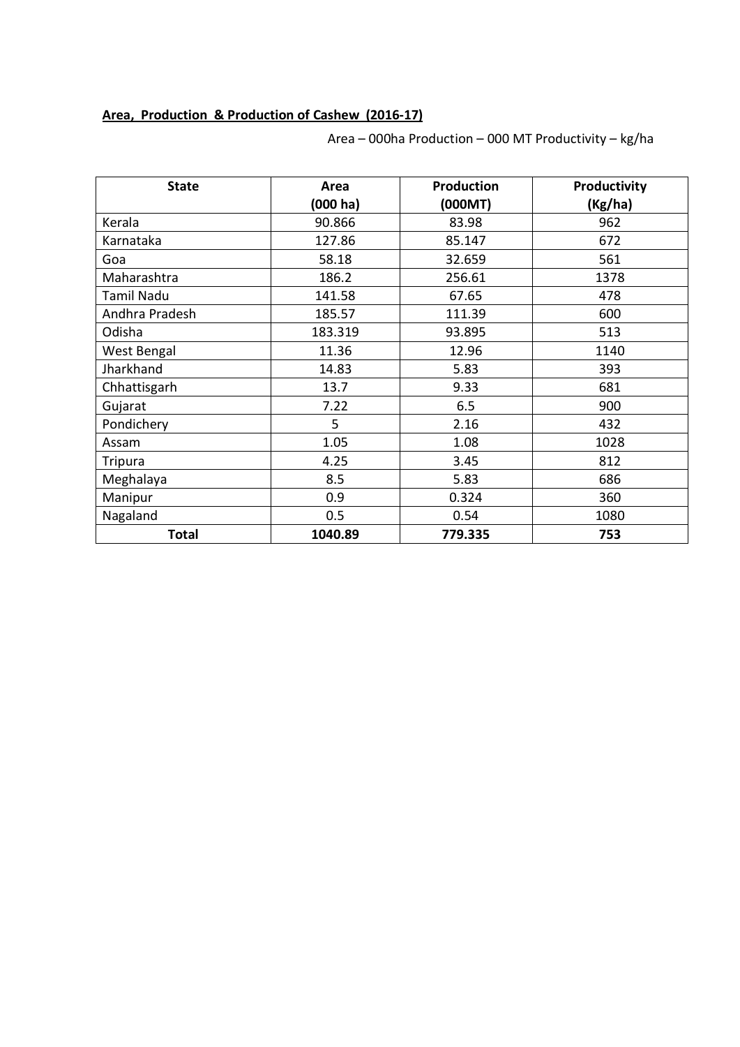**Area, Production & Production of Cashew (2016-17)**

Area – 000ha Production – 000 MT Productivity – kg/ha

| State | Area (000 ha) | Production (000MT) | Productivity (Kg/ha) |
|---|---|---|---|
| Kerala | 90.866 | 83.98 | 962 |
| Karnataka | 127.86 | 85.147 | 672 |
| Goa | 58.18 | 32.659 | 561 |
| Maharashtra | 186.2 | 256.61 | 1378 |
| Tamil Nadu | 141.58 | 67.65 | 478 |
| Andhra Pradesh | 185.57 | 111.39 | 600 |
| Odisha | 183.319 | 93.895 | 513 |
| West Bengal | 11.36 | 12.96 | 1140 |
| Jharkhand | 14.83 | 5.83 | 393 |
| Chhattisgarh | 13.7 | 9.33 | 681 |
| Gujarat | 7.22 | 6.5 | 900 |
| Pondichery | 5 | 2.16 | 432 |
| Assam | 1.05 | 1.08 | 1028 |
| Tripura | 4.25 | 3.45 | 812 |
| Meghalaya | 8.5 | 5.83 | 686 |
| Manipur | 0.9 | 0.324 | 360 |
| Nagaland | 0.5 | 0.54 | 1080 |
| **Total** | **1040.89** | **779.335** | **753** |